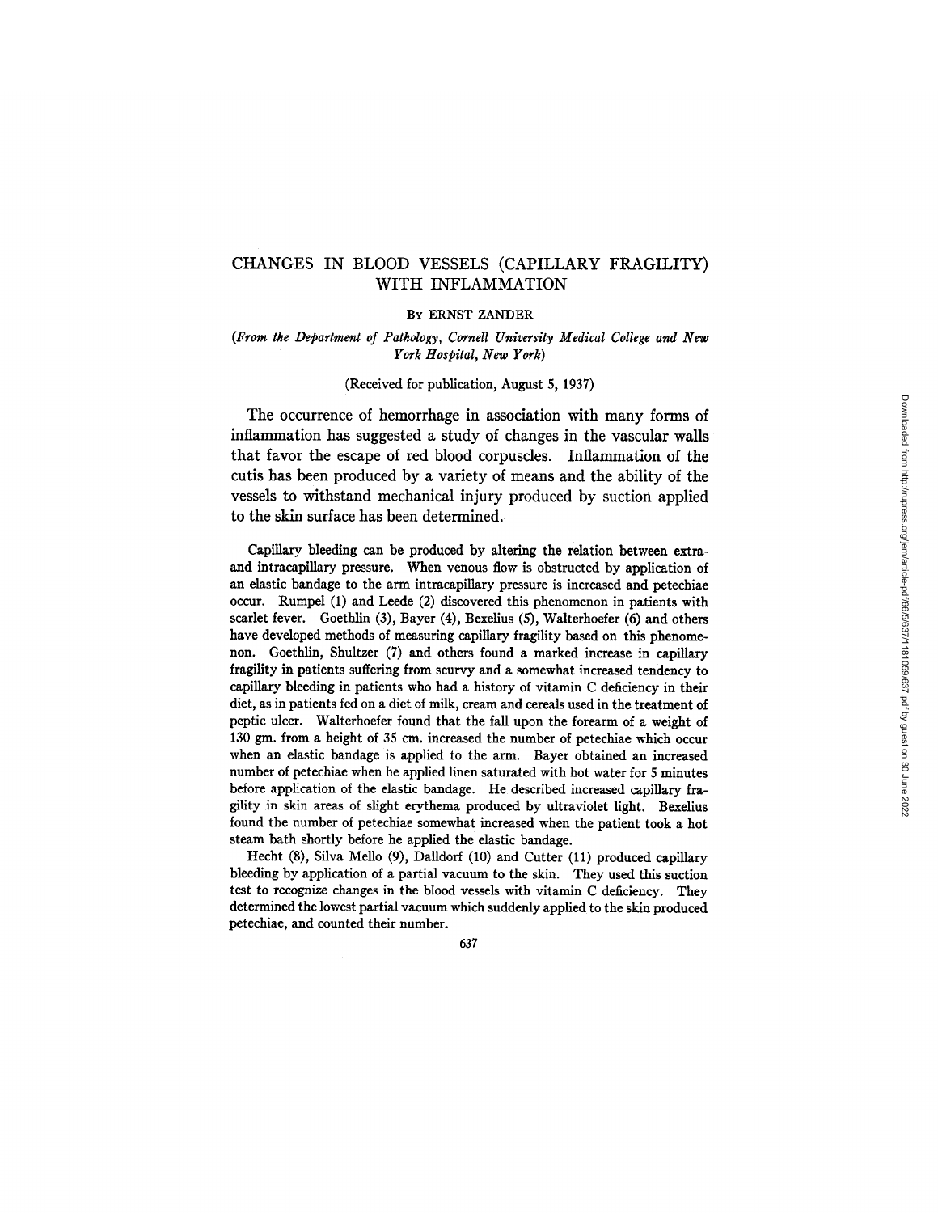# CHANGES IN BLOOD VESSELS (CAPILLARY FRAGILITY) WITH INFLAMMATION

By ERNST ZANDER

*(From the Department of Pathology, Cornell University Medical College and New York Hospital, New York)*

(Received for publication, August 5, 1937)

The occurrence of hemorrhage in association with many forms of inflammation has suggested a study of changes in the vascular walls that favor the escape of red blood corpuscles. Inflammation of the cutis has been produced by a variety of means and the ability of the vessels to withstand mechanical injury produced by suction applied to the skin surface has been determined.

Capillary bleeding can be produced by altering the relation between extra- and intracapillary pressure. When venous flow is obstructed by application of an elastic bandage to the arm intracapillary pressure is increased and petechiae occur. Rumpel (1) and Leede (2) discovered this phenomenon in patients with scarlet fever. Goethlin (3), Bayer (4), Bexelius (5), Walterhoefer (6) and others have developed methods of measuring capillary fragility based on this phenomenon. Goethlin, Shultzer (7) and others found a marked increase in capillary fragility in patients suffering from scurvy and a somewhat increased tendency to capillary bleeding in patients who had a history of vitamin C deficiency in their diet, as in patients fed on a diet of milk, cream and cereals used in the treatment of peptic ulcer. Walterhoefer found that the fall upon the forearm of a weight of 130 gm. from a height of 35 cm. increased the number of petechiae which occur when an elastic bandage is applied to the arm. Bayer obtained an increased number of petechiae when he applied linen saturated with hot water for 5 minutes before application of the elastic bandage. He described increased capillary fragility in skin areas of slight erythema produced by ultraviolet light. Bexelius found the number of petechiae somewhat increased when the patient took a hot steam bath shortly before he applied the elastic bandage.

Hecht (8), Silva Mello (9), Dalldorf (10) and Cutter (11) produced capillary bleeding by application of a partial vacuum to the skin. They used this suction test to recognize changes in the blood vessels with vitamin C deficiency. They determined the lowest partial vacuum which suddenly applied to the skin produced petechiae, and counted their number.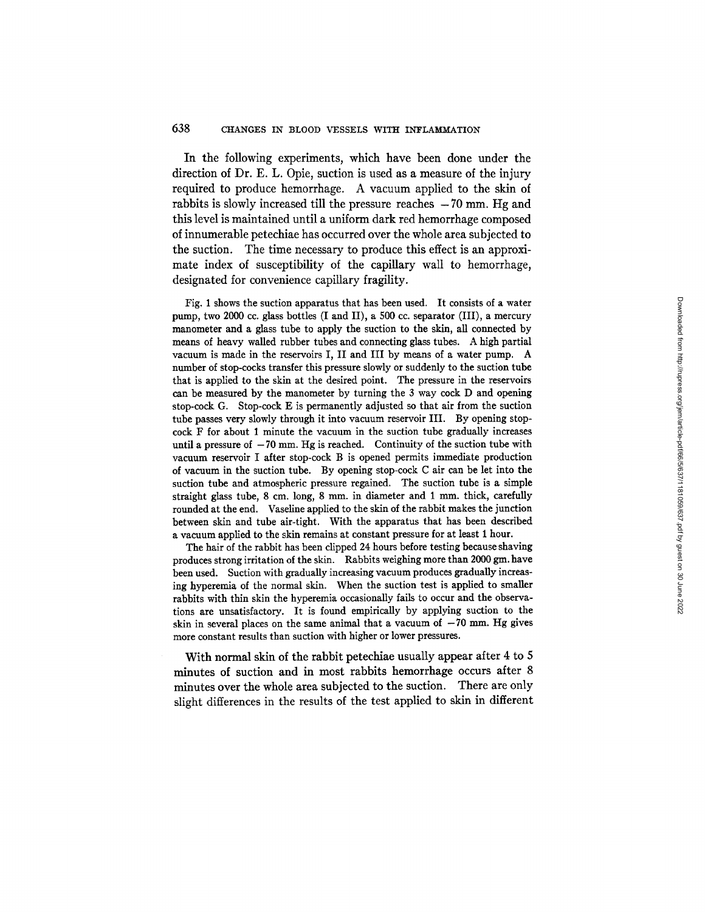In the following experiments, which have been done under the direction of Dr. E. L. Opie, suction is used as a measure of the injury required to produce hemorrhage. A vacuum applied to the skin of rabbits is slowly increased till the pressure reaches $-70$ mm. Hg and this level is maintained until a uniform dark red hemorrhage composed of innumerable petechiae has occurred over the whole area subjected to the suction. The time necessary to produce this effect is an approximate index of susceptibility of the capillary wall to hemorrhage, designated for convenience capillary fragility.

Fig. 1 shows the suction apparatus that has been used. It consists of a water pump, two 2000 cc. glass bottles (I and II), a 500 cc. separator (III), a mercury manometer and a glass tube to apply the suction to the skin, all connected by means of heavy walled rubber tubes and connecting glass tubes. A high partial vacuum is made in the reservoirs I, II and III by means of a water pump. A number of stop-cocks transfer this pressure slowly or suddenly to the suction tube that is applied to the skin at the desired point. The pressure in the reservoirs can be measured by the manometer by turning the 3 way cock D and opening stop-cock G. Stop-cock E is permanently adjusted so that air from the suction tube passes very slowly through it into vacuum reservoir III. By opening stop-cock F for about 1 minute the vacuum in the suction tube gradually increases until a pressure of $-70$ mm. Hg is reached. Continuity of the suction tube with vacuum reservoir I after stop-cock B is opened permits immediate production of vacuum in the suction tube. By opening stop-cock C air can be let into the suction tube and atmospheric pressure regained. The suction tube is a simple straight glass tube, 8 cm. long, 8 mm. in diameter and 1 mm. thick, carefully rounded at the end. Vaseline applied to the skin of the rabbit makes the junction between skin and tube air-tight. With the apparatus that has been described a vacuum applied to the skin remains at constant pressure for at least 1 hour.

The hair of the rabbit has been clipped 24 hours before testing because shaving produces strong irritation of the skin. Rabbits weighing more than 2000 gm. have been used. Suction with gradually increasing vacuum produces gradually increasing hyperemia of the normal skin. When the suction test is applied to smaller rabbits with thin skin the hyperemia occasionally fails to occur and the observations are unsatisfactory. It is found empirically by applying suction to the skin in several places on the same animal that a vacuum of $-70$ mm. Hg gives more constant results than suction with higher or lower pressures.

With normal skin of the rabbit petechiae usually appear after 4 to 5 minutes of suction and in most rabbits hemorrhage occurs after 8 minutes over the whole area subjected to the suction. There are only slight differences in the results of the test applied to skin in different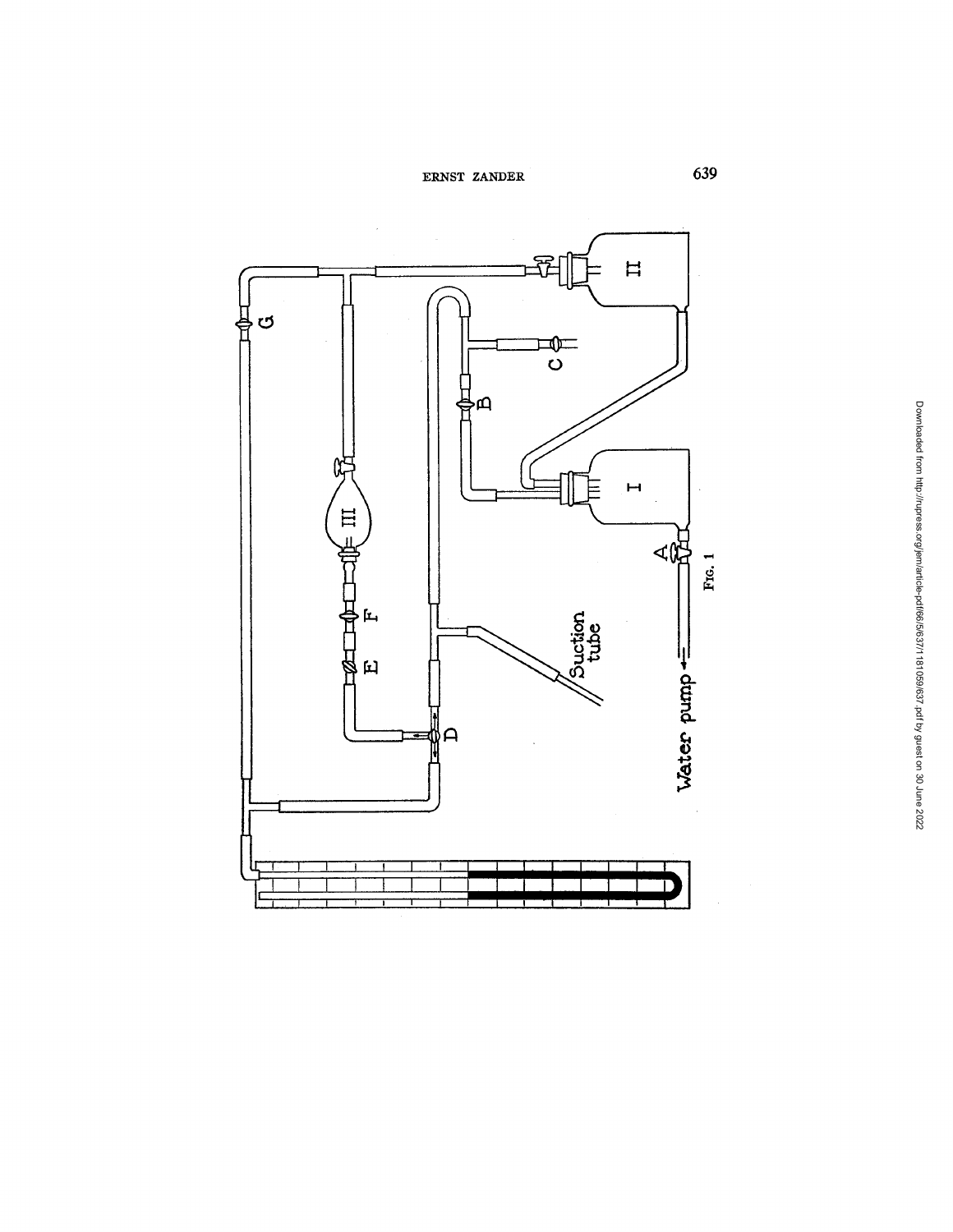Fig. 1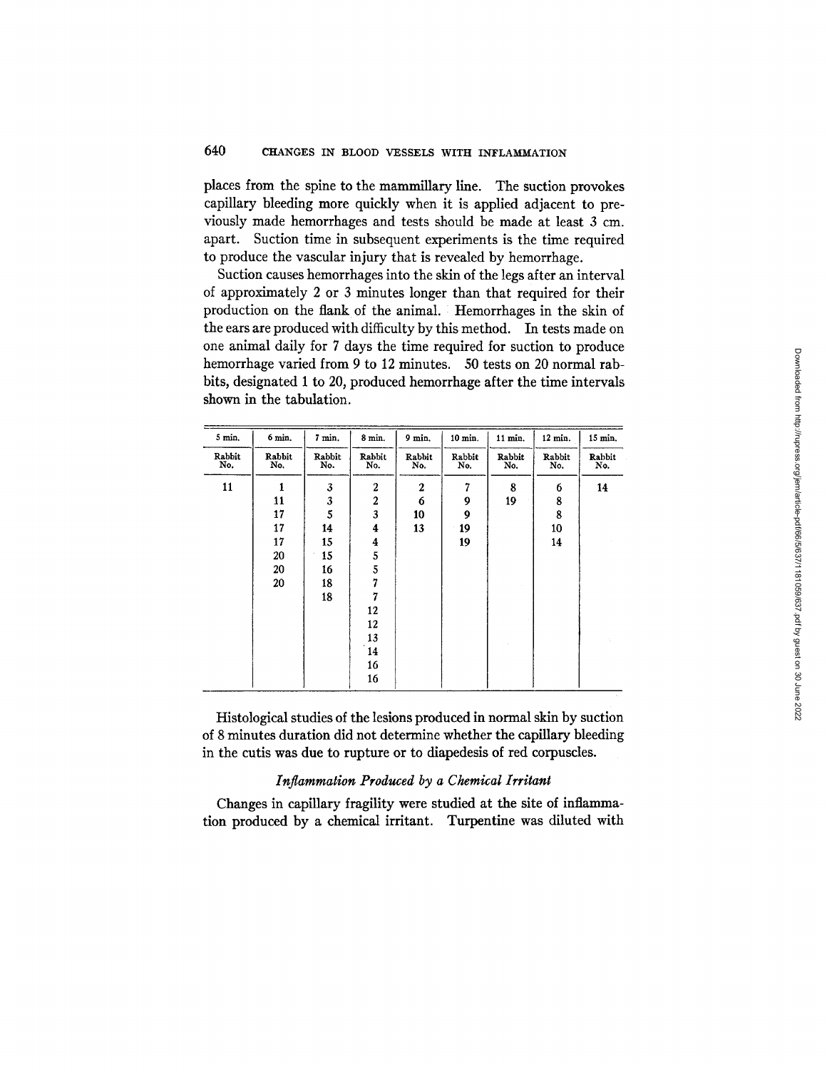places from the spine to the mammillary line. The suction provokes capillary bleeding more quickly when it is applied adjacent to previously made hemorrhages and tests should be made at least 3 cm. apart. Suction time in subsequent experiments is the time required to produce the vascular injury that is revealed by hemorrhage.

Suction causes hemorrhages into the skin of the legs after an interval of approximately 2 or 3 minutes longer than that required for their production on the flank of the animal. Hemorrhages in the skin of the ears are produced with difficulty by this method. In tests made on one animal daily for 7 days the time required for suction to produce hemorrhage varied from 9 to 12 minutes. 50 tests on 20 normal rabbits, designated 1 to 20, produced hemorrhage after the time intervals shown in the tabulation.

| 5 min. | 6 min. | 7 min. | 8 min. | 9 min. | 10 min. | 11 min. | 12 min. | 15 min. |
|---|---|---|---|---|---|---|---|---|
| Rabbit No. | Rabbit No. | Rabbit No. | Rabbit No. | Rabbit No. | Rabbit No. | Rabbit No. | Rabbit No. | Rabbit No. |
| 11 | 1 | 3 | 2 | 2 | 7 | 8 | 6 | 14 |
| | 11 | 3 | 2 | 6 | 9 | 19 | 8 | |
| | 17 | 5 | 3 | 10 | 9 | | 8 | |
| | 17 | 14 | 4 | 13 | 19 | | 10 | |
| | 17 | 15 | 4 | | 19 | | 14 | |
| | 20 | 15 | 5 | | | | | |
| | 20 | 16 | 5 | | | | | |
| | 20 | 18 | 7 | | | | | |
| | | 18 | 7 | | | | | |
| | | | 12 | | | | | |
| | | | 12 | | | | | |
| | | | 13 | | | | | |
| | | | 14 | | | | | |
| | | | 16 | | | | | |
| | | | 16 | | | | | |

Histological studies of the lesions produced in normal skin by suction of 8 minutes duration did not determine whether the capillary bleeding in the cutis was due to rupture or to diapedesis of red corpuscles.

### *Inflammation Produced by a Chemical Irritant*

Changes in capillary fragility were studied at the site of inflammation produced by a chemical irritant. Turpentine was diluted with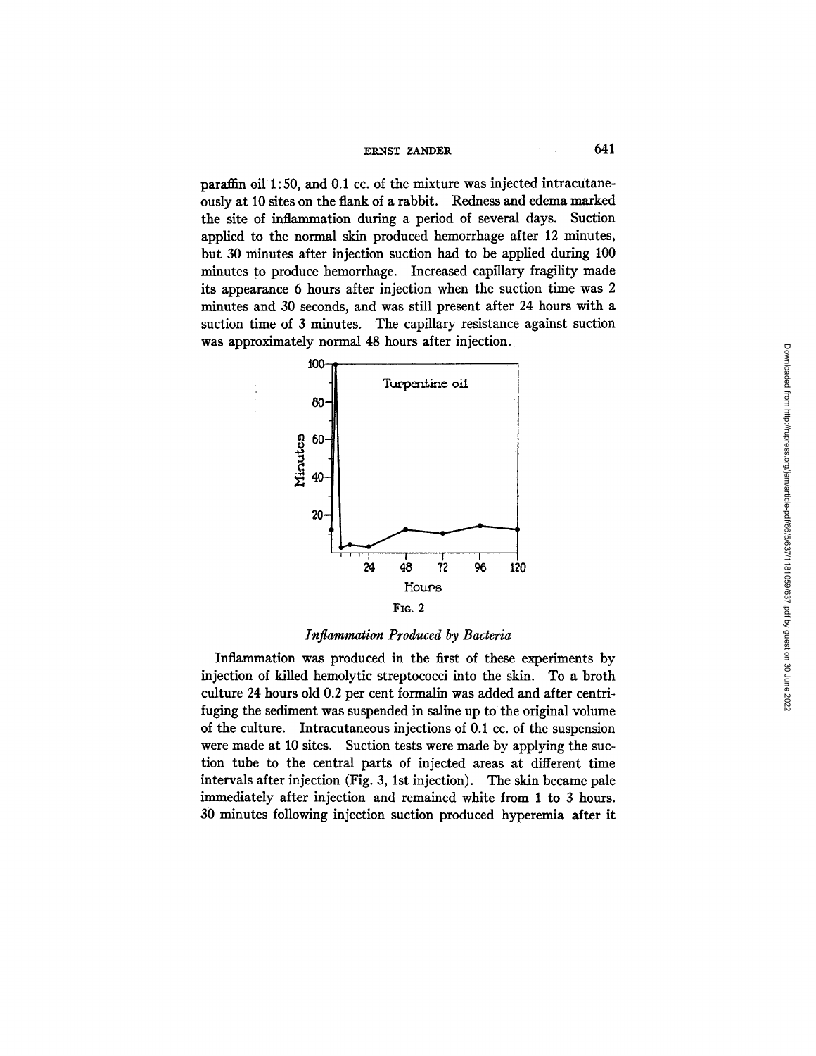paraffin oil 1:50, and 0.1 cc. of the mixture was injected intracutaneously at 10 sites on the flank of a rabbit. Redness and edema marked the site of inflammation during a period of several days. Suction applied to the normal skin produced hemorrhage after 12 minutes, but 30 minutes after injection suction had to be applied during 100 minutes to produce hemorrhage. Increased capillary fragility made its appearance 6 hours after injection when the suction time was 2 minutes and 30 seconds, and was still present after 24 hours with a suction time of 3 minutes. The capillary resistance against suction was approximately normal 48 hours after injection.

FIG. 2

### *Inflammation Produced by Bacteria*

Inflammation was produced in the first of these experiments by injection of killed hemolytic streptococci into the skin. To a broth culture 24 hours old 0.2 per cent formalin was added and after centrifuging the sediment was suspended in saline up to the original volume of the culture. Intracutaneous injections of 0.1 cc. of the suspension were made at 10 sites. Suction tests were made by applying the suction tube to the central parts of injected areas at different time intervals after injection (Fig. 3, 1st injection). The skin became pale immediately after injection and remained white from 1 to 3 hours. 30 minutes following injection suction produced hyperemia after it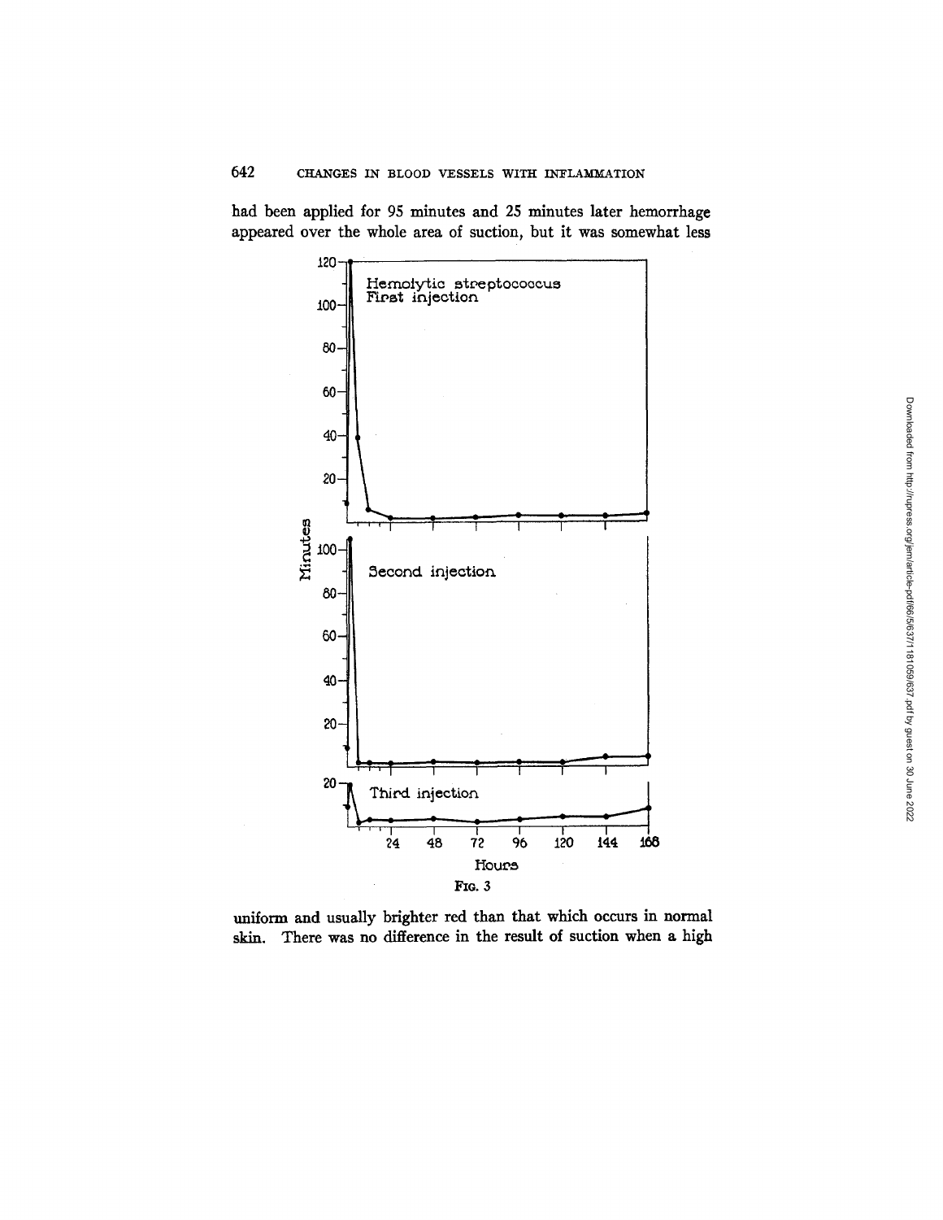had been applied for 95 minutes and 25 minutes later hemorrhage appeared over the whole area of suction, but it was somewhat less

FIG. 3

uniform and usually brighter red than that which occurs in normal skin. There was no difference in the result of suction when a high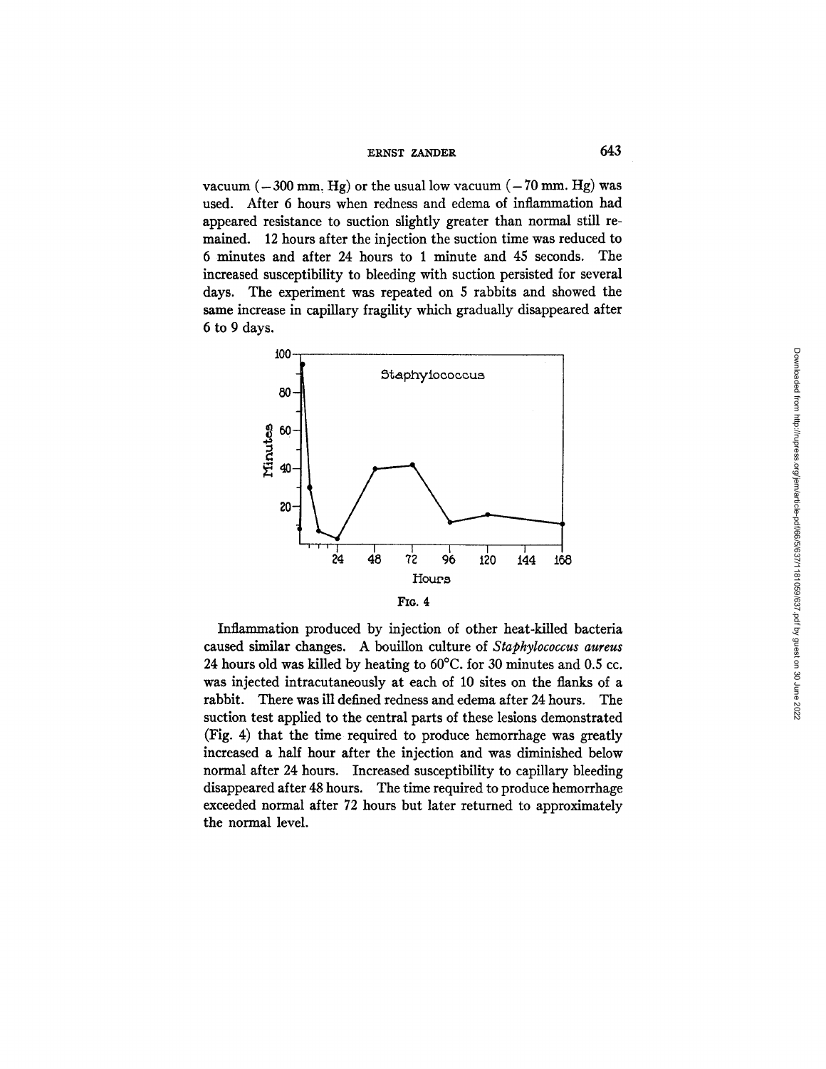vacuum (−300 mm. Hg) or the usual low vacuum (−70 mm. Hg) was used. After 6 hours when redness and edema of inflammation had appeared resistance to suction slightly greater than normal still remained. 12 hours after the injection the suction time was reduced to 6 minutes and after 24 hours to 1 minute and 45 seconds. The increased susceptibility to bleeding with suction persisted for several days. The experiment was repeated on 5 rabbits and showed the same increase in capillary fragility which gradually disappeared after 6 to 9 days.

FIG. 4

Inflammation produced by injection of other heat-killed bacteria caused similar changes. A bouillon culture of *Staphylococcus aureus* 24 hours old was killed by heating to 60°C. for 30 minutes and 0.5 cc. was injected intracutaneously at each of 10 sites on the flanks of a rabbit. There was ill defined redness and edema after 24 hours. The suction test applied to the central parts of these lesions demonstrated (Fig. 4) that the time required to produce hemorrhage was greatly increased a half hour after the injection and was diminished below normal after 24 hours. Increased susceptibility to capillary bleeding disappeared after 48 hours. The time required to produce hemorrhage exceeded normal after 72 hours but later returned to approximately the normal level.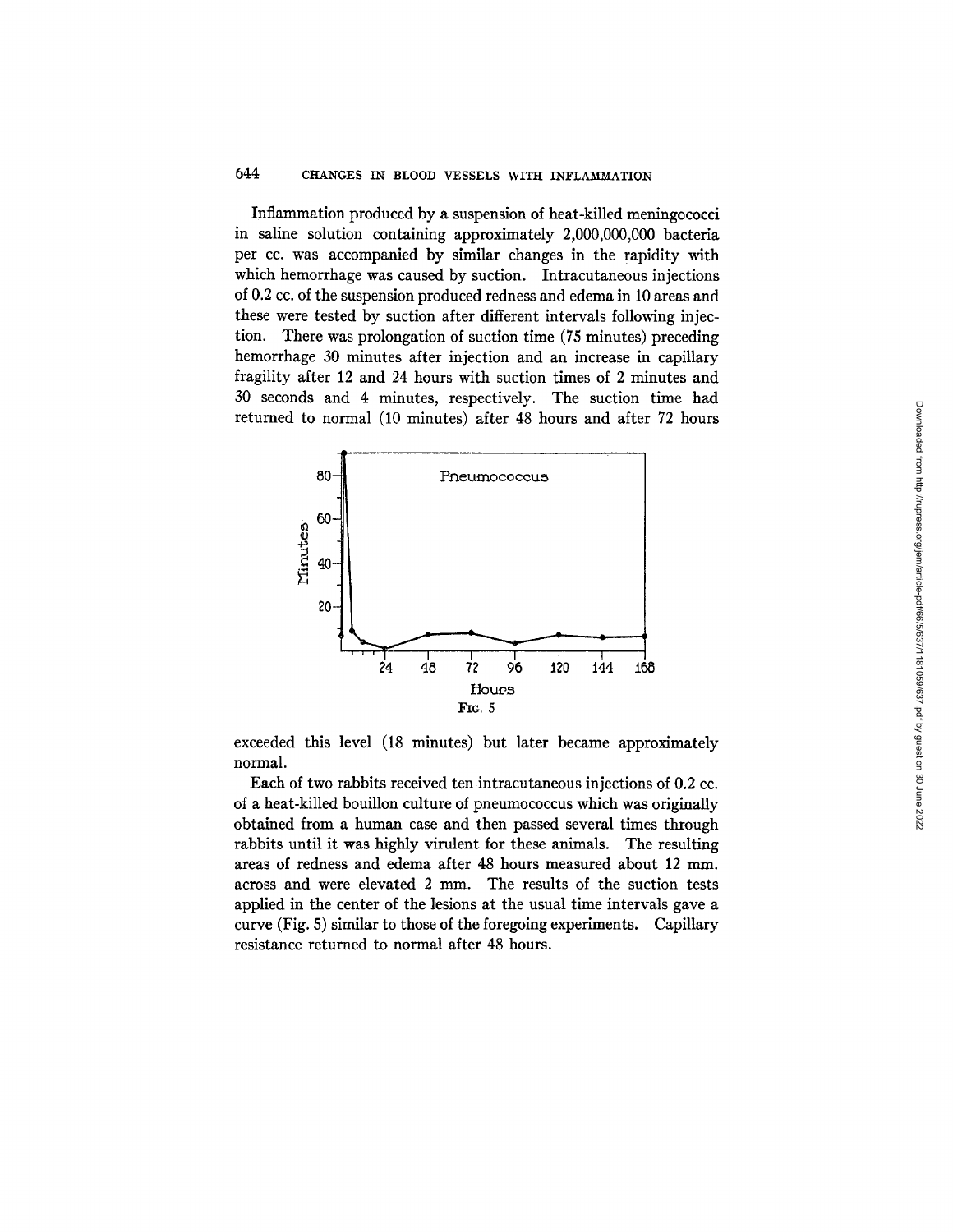Inflammation produced by a suspension of heat-killed meningococci in saline solution containing approximately 2,000,000,000 bacteria per cc. was accompanied by similar changes in the rapidity with which hemorrhage was caused by suction. Intracutaneous injections of 0.2 cc. of the suspension produced redness and edema in 10 areas and these were tested by suction after different intervals following injection. There was prolongation of suction time (75 minutes) preceding hemorrhage 30 minutes after injection and an increase in capillary fragility after 12 and 24 hours with suction times of 2 minutes and 30 seconds and 4 minutes, respectively. The suction time had returned to normal (10 minutes) after 48 hours and after 72 hours exceeded this level (18 minutes) but later became approximately normal.

FIG. 5

Each of two rabbits received ten intracutaneous injections of 0.2 cc. of a heat-killed bouillon culture of pneumococcus which was originally obtained from a human case and then passed several times through rabbits until it was highly virulent for these animals. The resulting areas of redness and edema after 48 hours measured about 12 mm. across and were elevated 2 mm. The results of the suction tests applied in the center of the lesions at the usual time intervals gave a curve (Fig. 5) similar to those of the foregoing experiments. Capillary resistance returned to normal after 48 hours.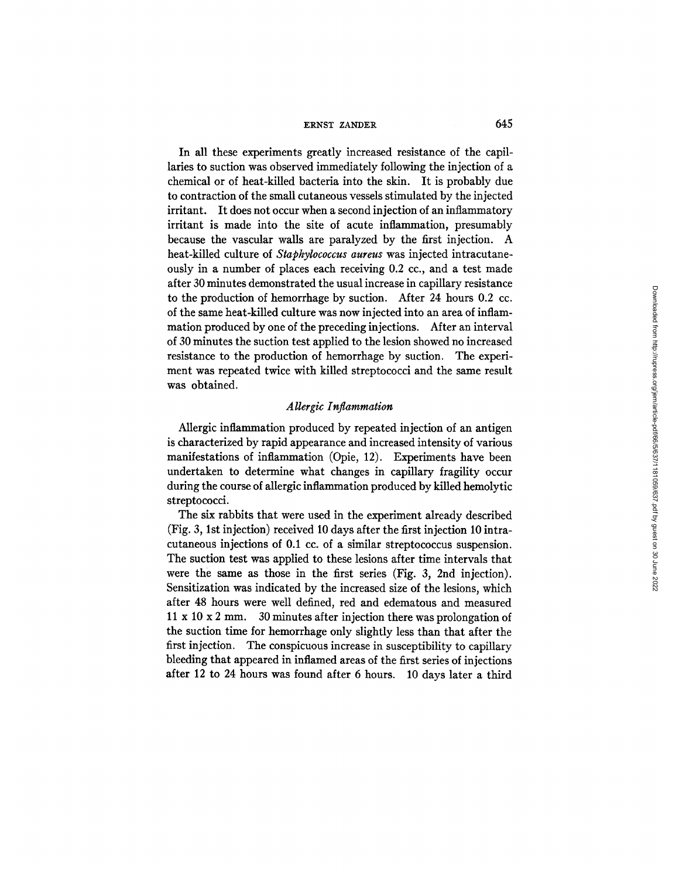In all these experiments greatly increased resistance of the capillaries to suction was observed immediately following the injection of a chemical or of heat-killed bacteria into the skin. It is probably due to contraction of the small cutaneous vessels stimulated by the injected irritant. It does not occur when a second injection of an inflammatory irritant is made into the site of acute inflammation, presumably because the vascular walls are paralyzed by the first injection. A heat-killed culture of *Staphylococcus aureus* was injected intracutaneously in a number of places each receiving 0.2 cc., and a test made after 30 minutes demonstrated the usual increase in capillary resistance to the production of hemorrhage by suction. After 24 hours 0.2 cc. of the same heat-killed culture was now injected into an area of inflammation produced by one of the preceding injections. After an interval of 30 minutes the suction test applied to the lesion showed no increased resistance to the production of hemorrhage by suction. The experiment was repeated twice with killed streptococci and the same result was obtained.

### *Allergic Inflammation*

Allergic inflammation produced by repeated injection of an antigen is characterized by rapid appearance and increased intensity of various manifestations of inflammation (Opie, 12). Experiments have been undertaken to determine what changes in capillary fragility occur during the course of allergic inflammation produced by killed hemolytic streptococci.

The six rabbits that were used in the experiment already described (Fig. 3, 1st injection) received 10 days after the first injection 10 intracutaneous injections of 0.1 cc. of a similar streptococcus suspension. The suction test was applied to these lesions after time intervals that were the same as those in the first series (Fig. 3, 2nd injection). Sensitization was indicated by the increased size of the lesions, which after 48 hours were well defined, red and edematous and measured 11 x 10 x 2 mm. 30 minutes after injection there was prolongation of the suction time for hemorrhage only slightly less than that after the first injection. The conspicuous increase in susceptibility to capillary bleeding that appeared in inflamed areas of the first series of injections after 12 to 24 hours was found after 6 hours. 10 days later a third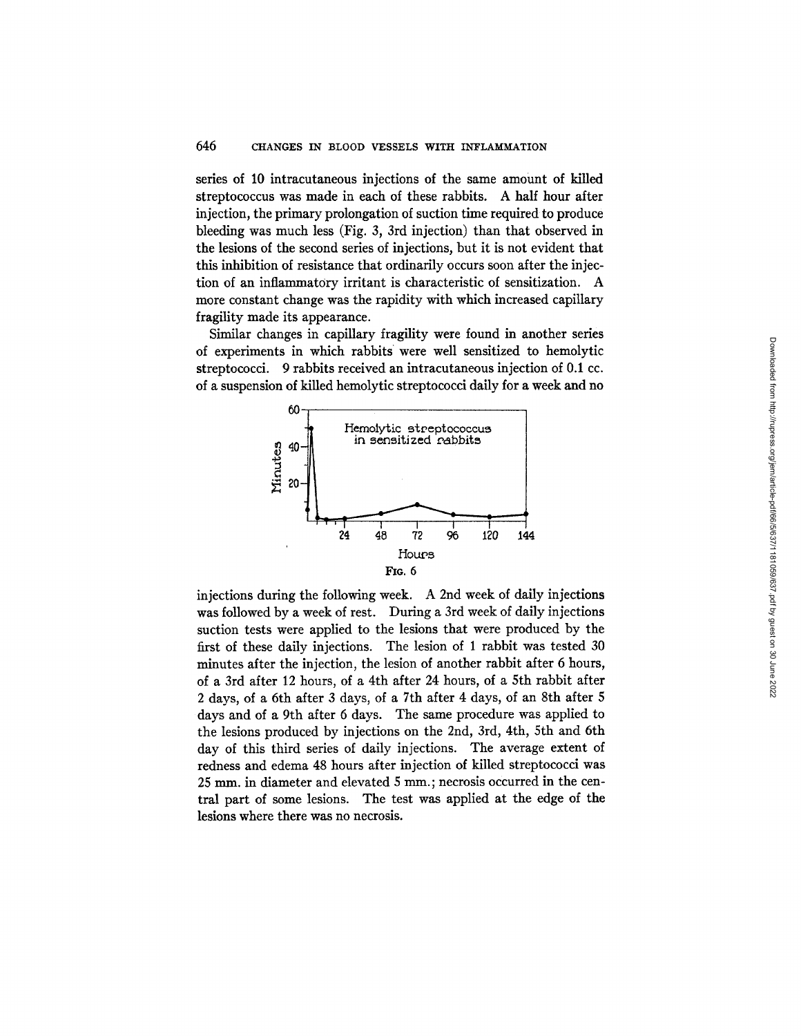series of 10 intracutaneous injections of the same amount of killed streptococcus was made in each of these rabbits. A half hour after injection, the primary prolongation of suction time required to produce bleeding was much less (Fig. 3, 3rd injection) than that observed in the lesions of the second series of injections, but it is not evident that this inhibition of resistance that ordinarily occurs soon after the injection of an inflammatory irritant is characteristic of sensitization. A more constant change was the rapidity with which increased capillary fragility made its appearance.

Similar changes in capillary fragility were found in another series of experiments in which rabbits were well sensitized to hemolytic streptococci. 9 rabbits received an intracutaneous injection of 0.1 cc. of a suspension of killed hemolytic streptococci daily for a week and no injections during the following week. A 2nd week of daily injections was followed by a week of rest. During a 3rd week of daily injections suction tests were applied to the lesions that were produced by the first of these daily injections. The lesion of 1 rabbit was tested 30 minutes after the injection, the lesion of another rabbit after 6 hours, of a 3rd after 12 hours, of a 4th after 24 hours, of a 5th rabbit after 2 days, of a 6th after 3 days, of a 7th after 4 days, of an 8th after 5 days and of a 9th after 6 days. The same procedure was applied to the lesions produced by injections on the 2nd, 3rd, 4th, 5th and 6th day of this third series of daily injections. The average extent of redness and edema 48 hours after injection of killed streptococci was 25 mm. in diameter and elevated 5 mm.; necrosis occurred in the central part of some lesions. The test was applied at the edge of the lesions where there was no necrosis.

Fig. 6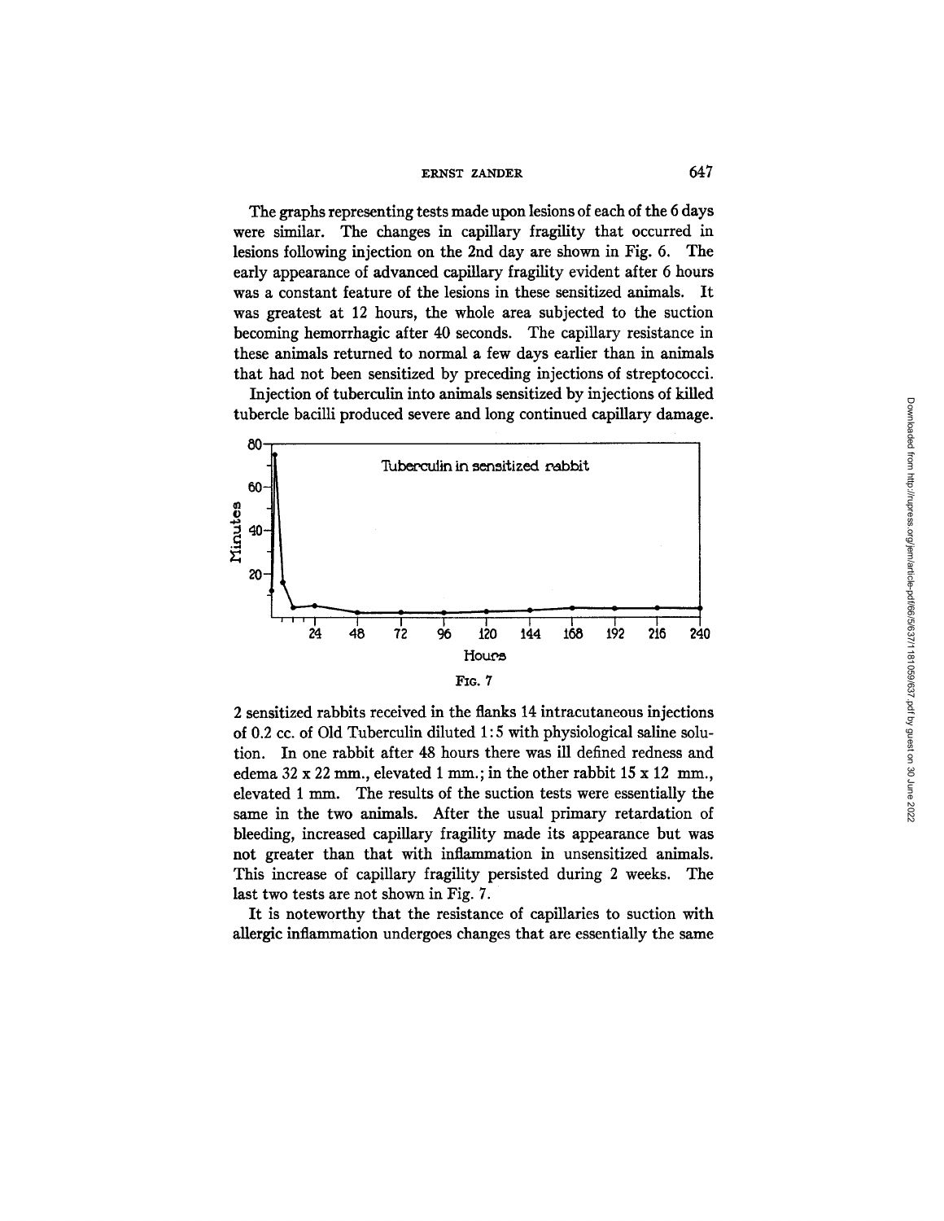The graphs representing tests made upon lesions of each of the 6 days were similar. The changes in capillary fragility that occurred in lesions following injection on the 2nd day are shown in Fig. 6. The early appearance of advanced capillary fragility evident after 6 hours was a constant feature of the lesions in these sensitized animals. It was greatest at 12 hours, the whole area subjected to the suction becoming hemorrhagic after 40 seconds. The capillary resistance in these animals returned to normal a few days earlier than in animals that had not been sensitized by preceding injections of streptococci.

Injection of tuberculin into animals sensitized by injections of killed tubercle bacilli produced severe and long continued capillary damage.

FIG. 7

2 sensitized rabbits received in the flanks 14 intracutaneous injections of 0.2 cc. of Old Tuberculin diluted 1:5 with physiological saline solution. In one rabbit after 48 hours there was ill defined redness and edema 32 x 22 mm., elevated 1 mm.; in the other rabbit 15 x 12 mm., elevated 1 mm. The results of the suction tests were essentially the same in the two animals. After the usual primary retardation of bleeding, increased capillary fragility made its appearance but was not greater than that with inflammation in unsensitized animals. This increase of capillary fragility persisted during 2 weeks. The last two tests are not shown in Fig. 7.

It is noteworthy that the resistance of capillaries to suction with allergic inflammation undergoes changes that are essentially the same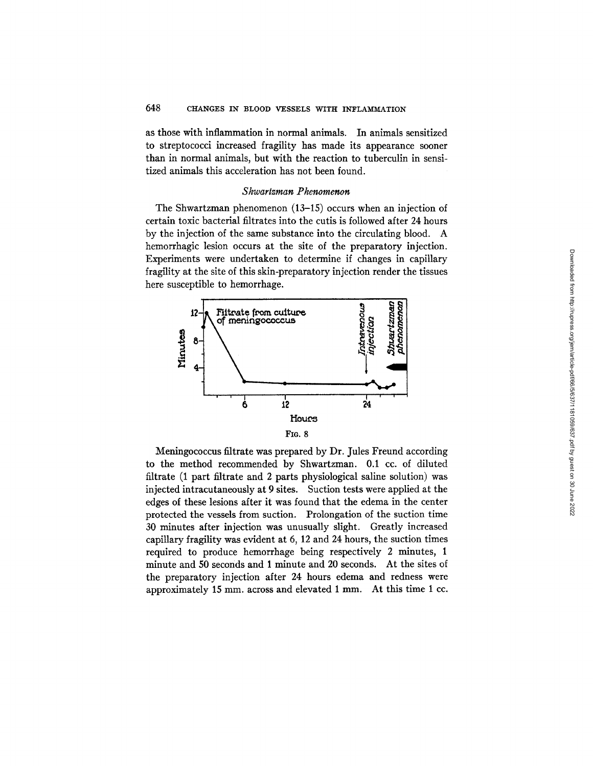as those with inflammation in normal animals. In animals sensitized to streptococci increased fragility has made its appearance sooner than in normal animals, but with the reaction to tuberculin in sensitized animals this acceleration has not been found.

### *Shwartzman Phenomenon*

The Shwartzman phenomenon (13–15) occurs when an injection of certain toxic bacterial filtrates into the cutis is followed after 24 hours by the injection of the same substance into the circulating blood. A hemorrhagic lesion occurs at the site of the preparatory injection. Experiments were undertaken to determine if changes in capillary fragility at the site of this skin-preparatory injection render the tissues here susceptible to hemorrhage.

FIG. 8

Meningococcus filtrate was prepared by Dr. Jules Freund according to the method recommended by Shwartzman. 0.1 cc. of diluted filtrate (1 part filtrate and 2 parts physiological saline solution) was injected intracutaneously at 9 sites. Suction tests were applied at the edges of these lesions after it was found that the edema in the center protected the vessels from suction. Prolongation of the suction time 30 minutes after injection was unusually slight. Greatly increased capillary fragility was evident at 6, 12 and 24 hours, the suction times required to produce hemorrhage being respectively 2 minutes, 1 minute and 50 seconds and 1 minute and 20 seconds. At the sites of the preparatory injection after 24 hours edema and redness were approximately 15 mm. across and elevated 1 mm. At this time 1 cc.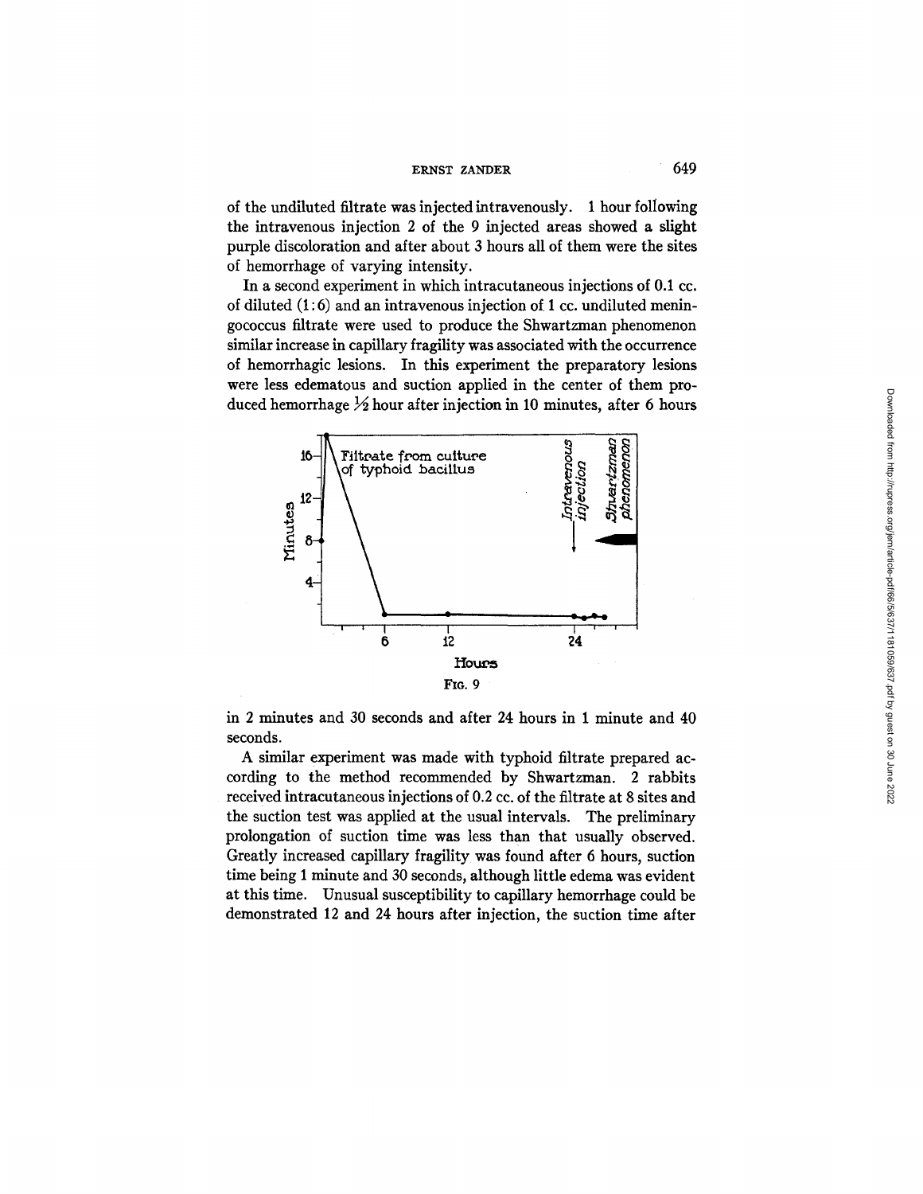of the undiluted filtrate was injected intravenously. 1 hour following the intravenous injection 2 of the 9 injected areas showed a slight purple discoloration and after about 3 hours all of them were the sites of hemorrhage of varying intensity.

In a second experiment in which intracutaneous injections of 0.1 cc. of diluted (1:6) and an intravenous injection of 1 cc. undiluted meningococcus filtrate were used to produce the Shwartzman phenomenon similar increase in capillary fragility was associated with the occurrence of hemorrhagic lesions. In this experiment the preparatory lesions were less edematous and suction applied in the center of them produced hemorrhage ½ hour after injection in 10 minutes, after 6 hours

FIG. 9

in 2 minutes and 30 seconds and after 24 hours in 1 minute and 40 seconds.

A similar experiment was made with typhoid filtrate prepared according to the method recommended by Shwartzman. 2 rabbits received intracutaneous injections of 0.2 cc. of the filtrate at 8 sites and the suction test was applied at the usual intervals. The preliminary prolongation of suction time was less than that usually observed. Greatly increased capillary fragility was found after 6 hours, suction time being 1 minute and 30 seconds, although little edema was evident at this time. Unusual susceptibility to capillary hemorrhage could be demonstrated 12 and 24 hours after injection, the suction time after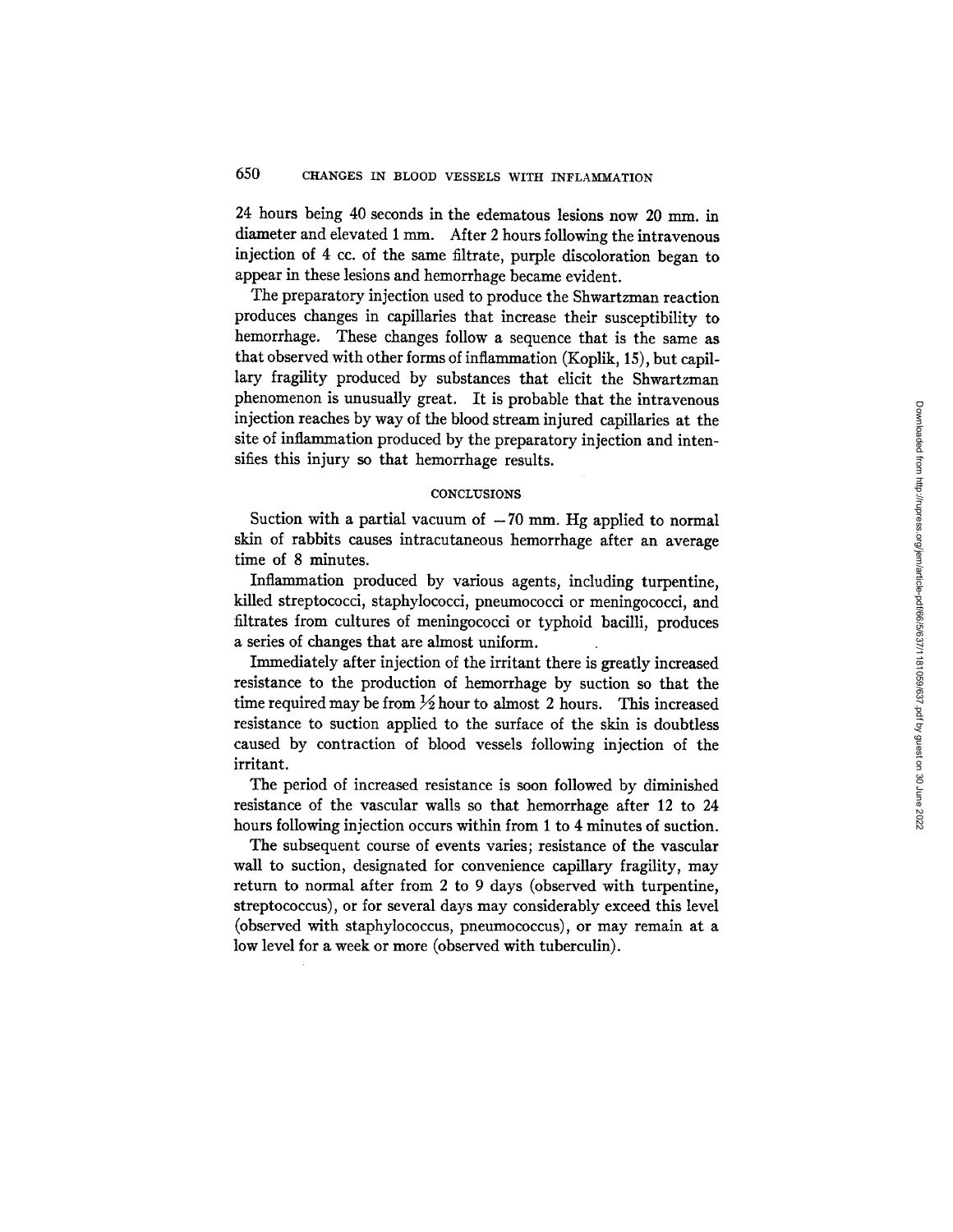24 hours being 40 seconds in the edematous lesions now 20 mm. in diameter and elevated 1 mm. After 2 hours following the intravenous injection of 4 cc. of the same filtrate, purple discoloration began to appear in these lesions and hemorrhage became evident.

The preparatory injection used to produce the Shwartzman reaction produces changes in capillaries that increase their susceptibility to hemorrhage. These changes follow a sequence that is the same as that observed with other forms of inflammation (Koplik, 15), but capillary fragility produced by substances that elicit the Shwartzman phenomenon is unusually great. It is probable that the intravenous injection reaches by way of the blood stream injured capillaries at the site of inflammation produced by the preparatory injection and intensifies this injury so that hemorrhage results.

## CONCLUSIONS

Suction with a partial vacuum of $-70$ mm. Hg applied to normal skin of rabbits causes intracutaneous hemorrhage after an average time of 8 minutes.

Inflammation produced by various agents, including turpentine, killed streptococci, staphylococci, pneumococci or meningococci, and filtrates from cultures of meningococci or typhoid bacilli, produces a series of changes that are almost uniform.

Immediately after injection of the irritant there is greatly increased resistance to the production of hemorrhage by suction so that the time required may be from ½ hour to almost 2 hours. This increased resistance to suction applied to the surface of the skin is doubtless caused by contraction of blood vessels following injection of the irritant.

The period of increased resistance is soon followed by diminished resistance of the vascular walls so that hemorrhage after 12 to 24 hours following injection occurs within from 1 to 4 minutes of suction.

The subsequent course of events varies; resistance of the vascular wall to suction, designated for convenience capillary fragility, may return to normal after from 2 to 9 days (observed with turpentine, streptococcus), or for several days may considerably exceed this level (observed with staphylococcus, pneumococcus), or may remain at a low level for a week or more (observed with tuberculin).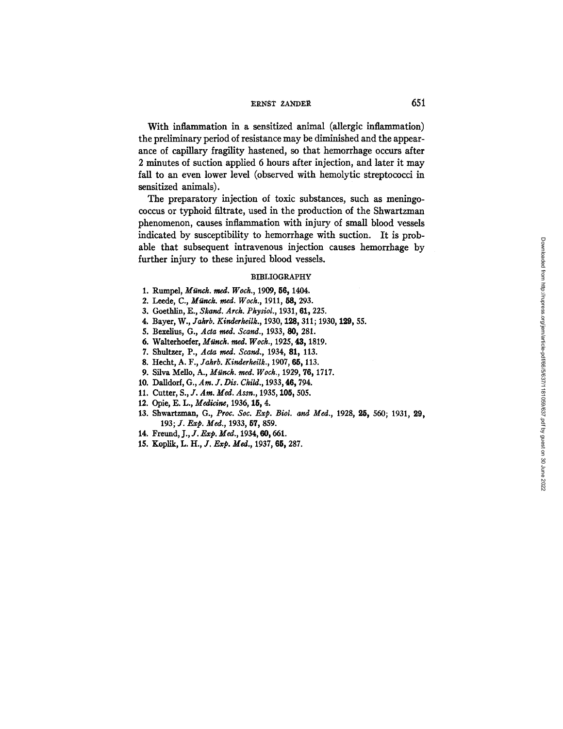With inflammation in a sensitized animal (allergic inflammation) the preliminary period of resistance may be diminished and the appearance of capillary fragility hastened, so that hemorrhage occurs after 2 minutes of suction applied 6 hours after injection, and later it may fall to an even lower level (observed with hemolytic streptococci in sensitized animals).

The preparatory injection of toxic substances, such as meningococcus or typhoid filtrate, used in the production of the Shwartzman phenomenon, causes inflammation with injury of small blood vessels indicated by susceptibility to hemorrhage with suction. It is probable that subsequent intravenous injection causes hemorrhage by further injury to these injured blood vessels.

## BIBLIOGRAPHY

1. Rumpel, *Münch. med. Woch.*, 1909, **56**, 1404.
2. Leede, C., *Münch. med. Woch.*, 1911, **58**, 293.
3. Goethlin, E., *Skand. Arch. Physiol.*, 1931, **61**, 225.
4. Bayer, W., *Jahrb. Kinderheilk.*, 1930, **128**, 311; 1930, **129**, 55.
5. Bexelius, G., *Acta med. Scand.*, 1933, **80**, 281.
6. Walterhoefer, *Münch. med. Woch.*, 1925, **43**, 1819.
7. Shultzer, P., *Acta med. Scand.*, 1934, **81**, 113.
8. Hecht, A. F., *Jahrb. Kinderheilk.*, 1907, **65**, 113.
9. Silva Mello, A., *Münch. med. Woch.*, 1929, **76**, 1717.
10. Dalldorf, G., *Am. J. Dis. Child.*, 1933, **46**, 794.
11. Cutter, S., *J. Am. Med. Assn.*, 1935, **105**, 505.
12. Opie, E. L., *Medicine*, 1936, **15**, 4.
13. Shwartzman, G., *Proc. Soc. Exp. Biol. and Med.*, 1928, **25**, 560; 1931, **29**, 193; *J. Exp. Med.*, 1933, **57**, 859.
14. Freund, J., *J. Exp. Med.*, 1934, **60**, 661.
15. Koplik, L. H., *J. Exp. Med.*, 1937, **65**, 287.